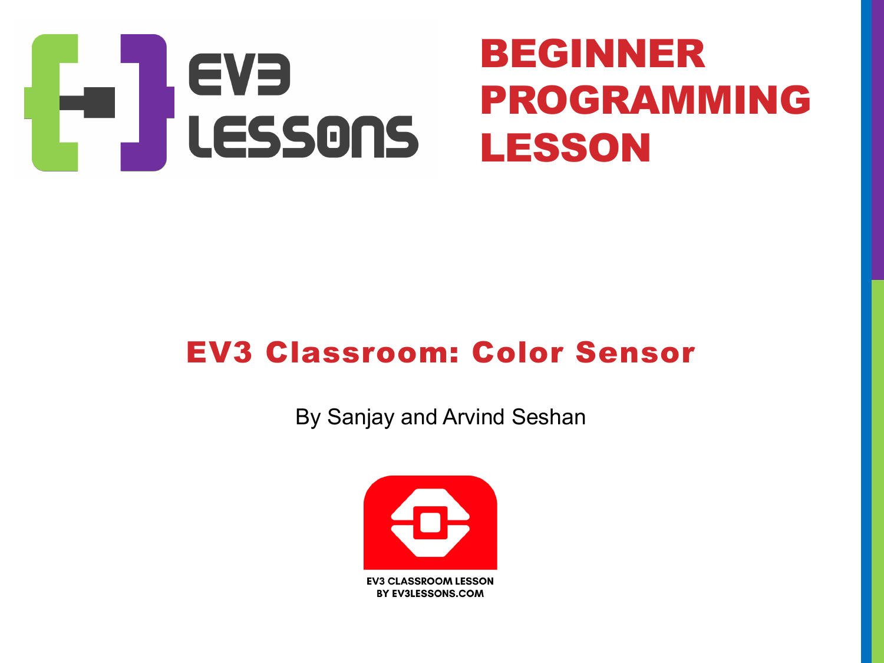# BEGINNER PROGRAMMING LESSON

## EV3 Classroom: Color Sensor

By Sanjay and Arvind Seshan

EV3 CLASSROOM LESSON
BY EV3LESSONS.COM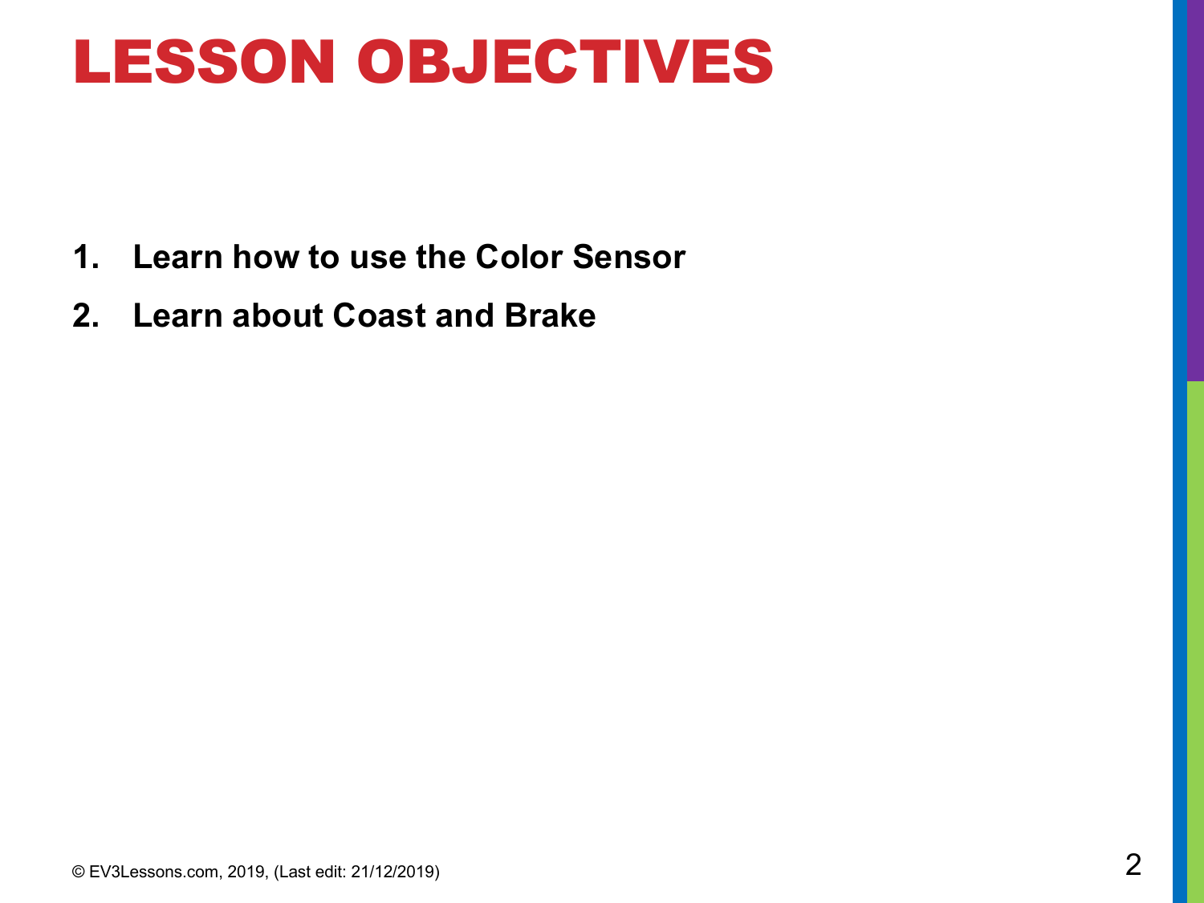# LESSON OBJECTIVES

1. **Learn how to use the Color Sensor**
2. **Learn about Coast and Brake**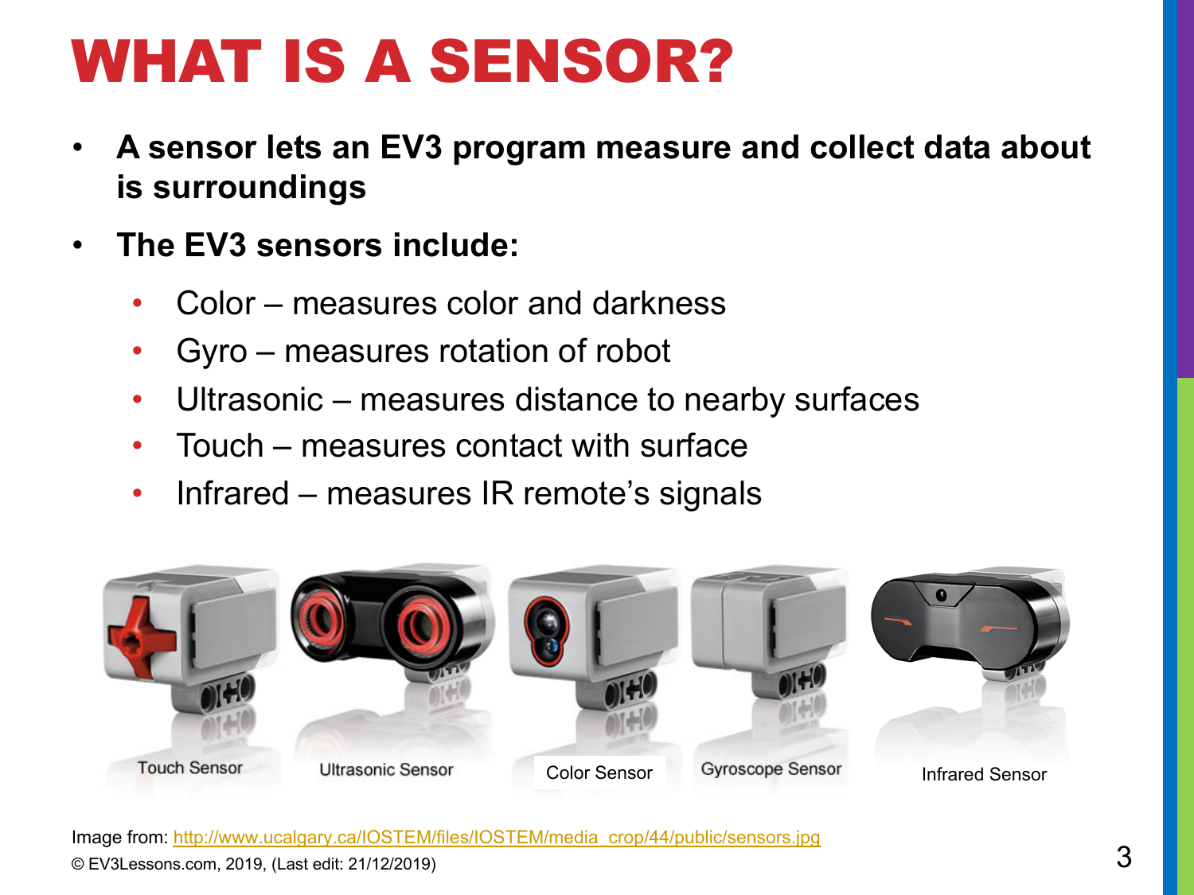# WHAT IS A SENSOR?

- **A sensor lets an EV3 program measure and collect data about is surroundings**
- **The EV3 sensors include:**
  - Color – measures color and darkness
  - Gyro – measures rotation of robot
  - Ultrasonic – measures distance to nearby surfaces
  - Touch – measures contact with surface
  - Infrared – measures IR remote's signals

Touch Sensor | Ultrasonic Sensor | Color Sensor | Gyroscope Sensor | Infrared Sensor

Image from: http://www.ucalgary.ca/IOSTEM/files/IOSTEM/media_crop/44/public/sensors.jpg

© EV3Lessons.com, 2019, (Last edit: 21/12/2019)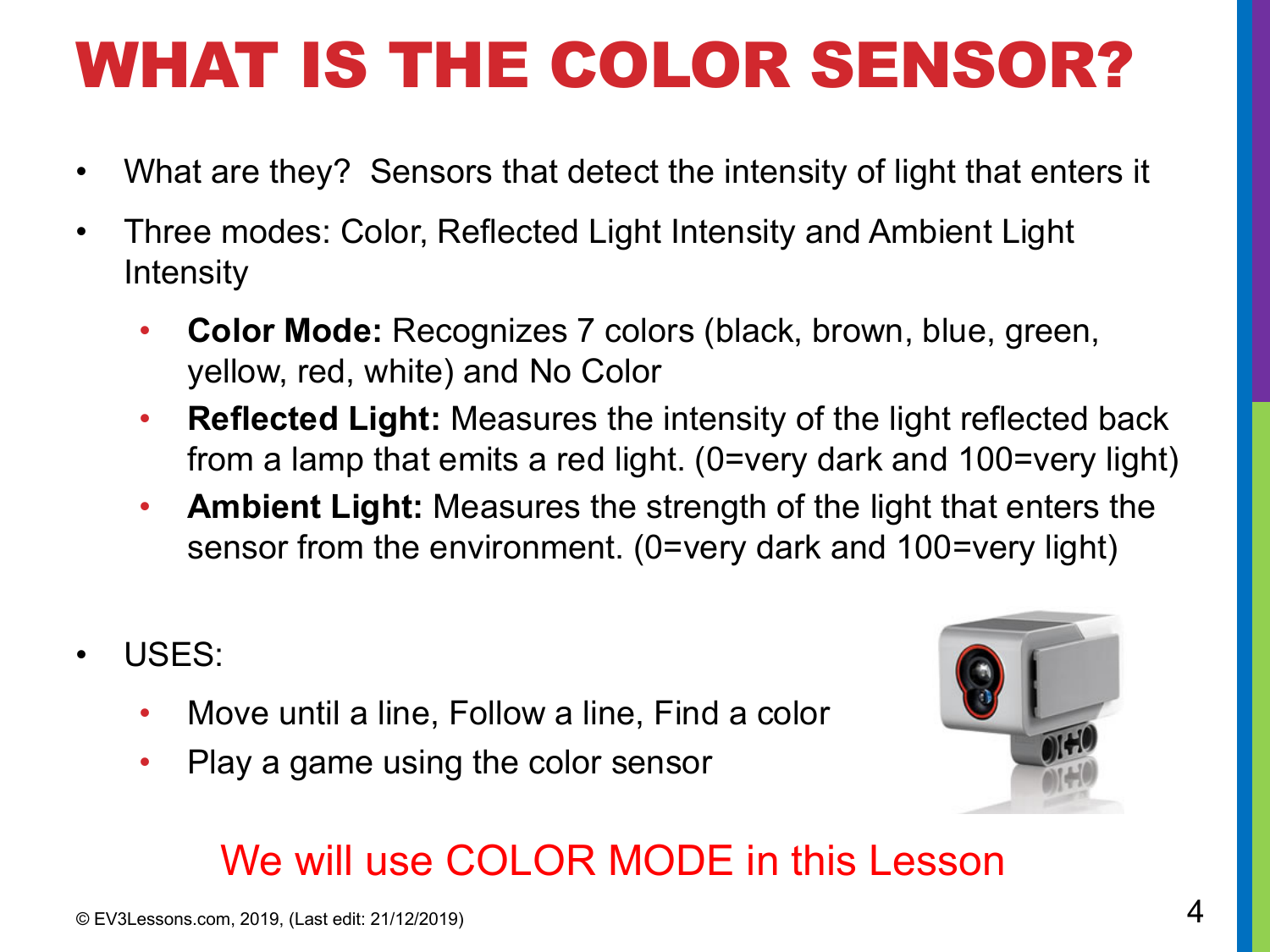# WHAT IS THE COLOR SENSOR?

- What are they? Sensors that detect the intensity of light that enters it
- Three modes: Color, Reflected Light Intensity and Ambient Light Intensity
  - **Color Mode:** Recognizes 7 colors (black, brown, blue, green, yellow, red, white) and No Color
  - **Reflected Light:** Measures the intensity of the light reflected back from a lamp that emits a red light. (0=very dark and 100=very light)
  - **Ambient Light:** Measures the strength of the light that enters the sensor from the environment. (0=very dark and 100=very light)

- USES:
  - Move until a line, Follow a line, Find a color
  - Play a game using the color sensor

We will use COLOR MODE in this Lesson

© EV3Lessons.com, 2019, (Last edit: 21/12/2019)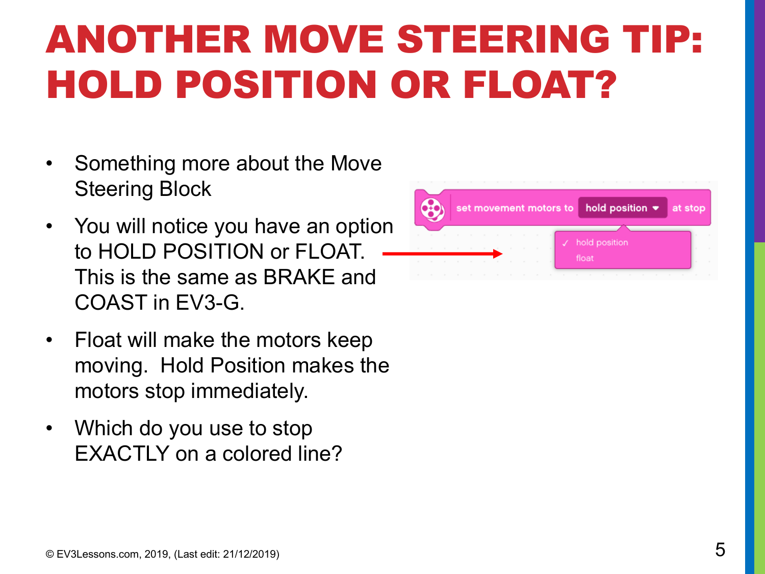# ANOTHER MOVE STEERING TIP: HOLD POSITION OR FLOAT?

- Something more about the Move Steering Block
- You will notice you have an option to HOLD POSITION or FLOAT. This is the same as BRAKE and COAST in EV3-G.
- Float will make the motors keep moving. Hold Position makes the motors stop immediately.
- Which do you use to stop EXACTLY on a colored line?

set movement motors to hold position at stop

✓ hold position
float

© EV3Lessons.com, 2019, (Last edit: 21/12/2019)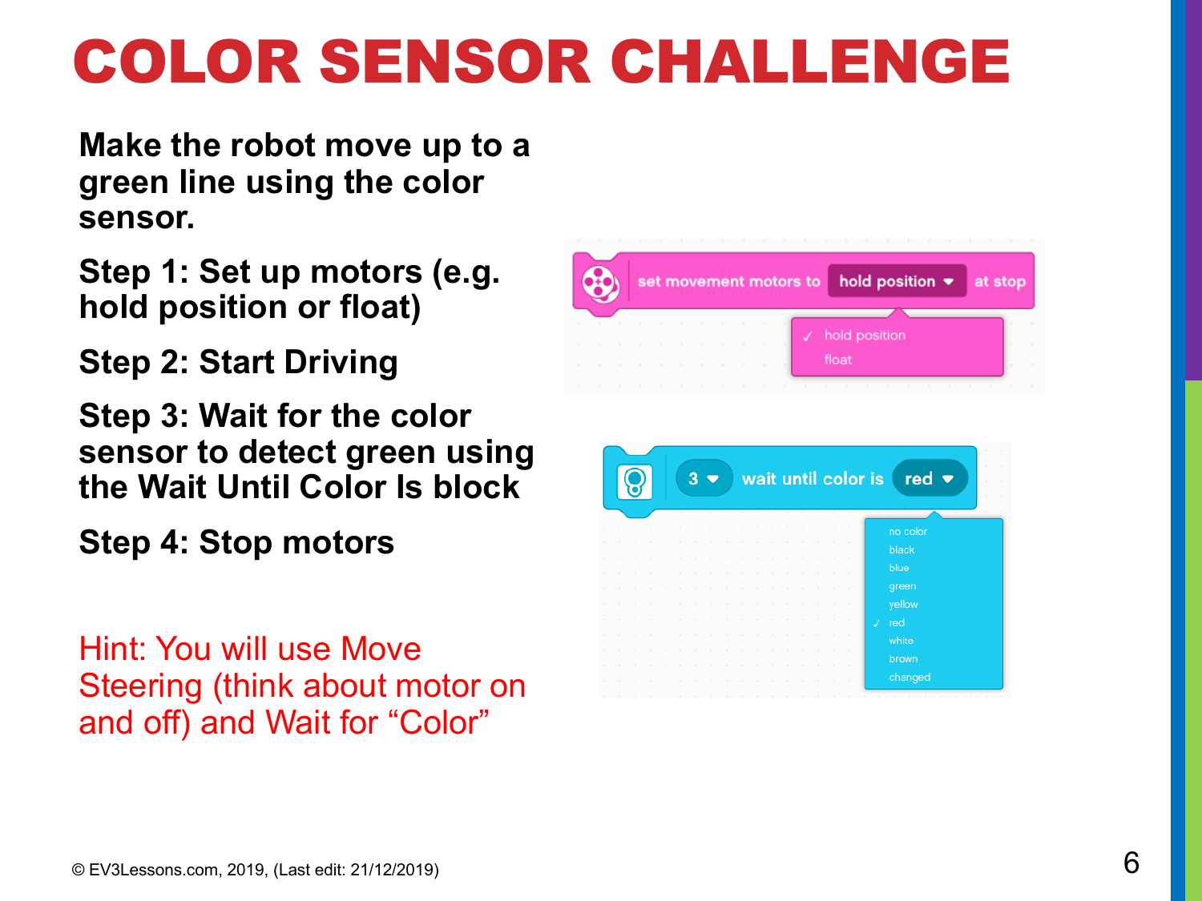# COLOR SENSOR CHALLENGE

**Make the robot move up to a green line using the color sensor.**

**Step 1: Set up motors (e.g. hold position or float)**

**Step 2: Start Driving**

**Step 3: Wait for the color sensor to detect green using the Wait Until Color Is block**

**Step 4: Stop motors**

Hint: You will use Move Steering (think about motor on and off) and Wait for "Color"

© EV3Lessons.com, 2019, (Last edit: 21/12/2019)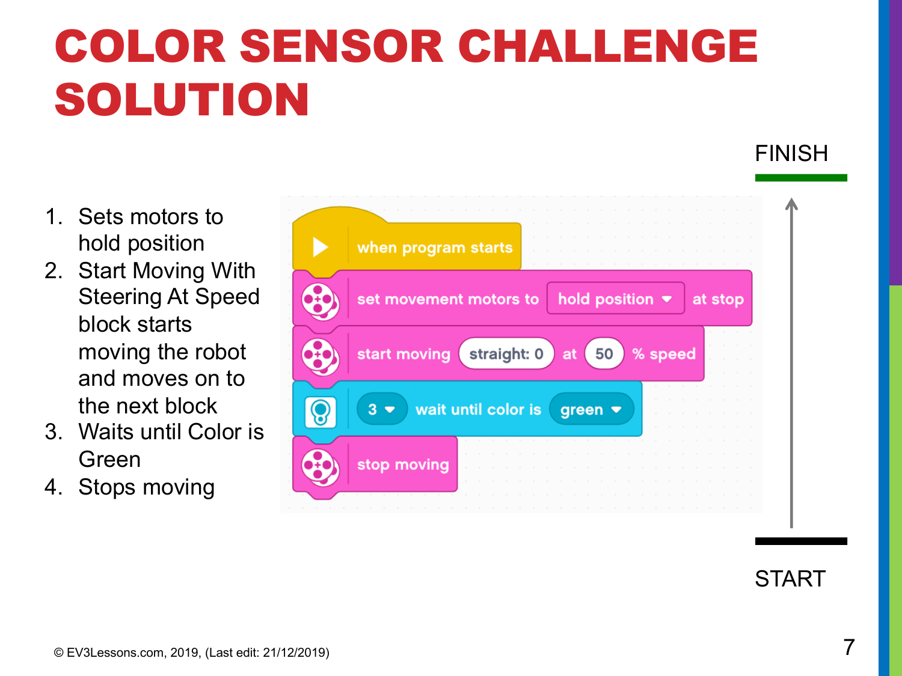# COLOR SENSOR CHALLENGE SOLUTION

1. Sets motors to hold position
2. Start Moving With Steering At Speed block starts moving the robot and moves on to the next block
3. Waits until Color is Green
4. Stops moving

```
when program starts
set movement motors to [hold position] at stop
start moving [straight: 0] at [50] % speed
[3] wait until color is [green]
stop moving
```

FINISH

START

© EV3Lessons.com, 2019, (Last edit: 21/12/2019)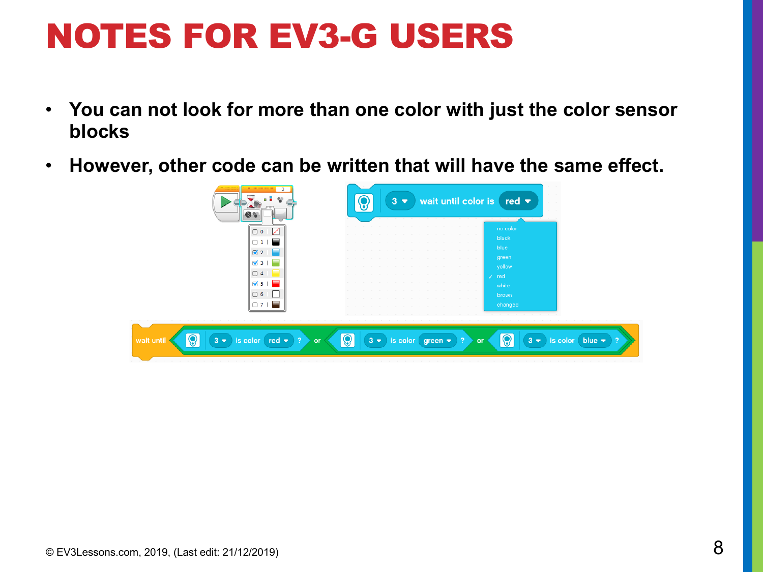# NOTES FOR EV3-G USERS

- You can not look for more than one color with just the color sensor blocks
- However, other code can be written that will have the same effect.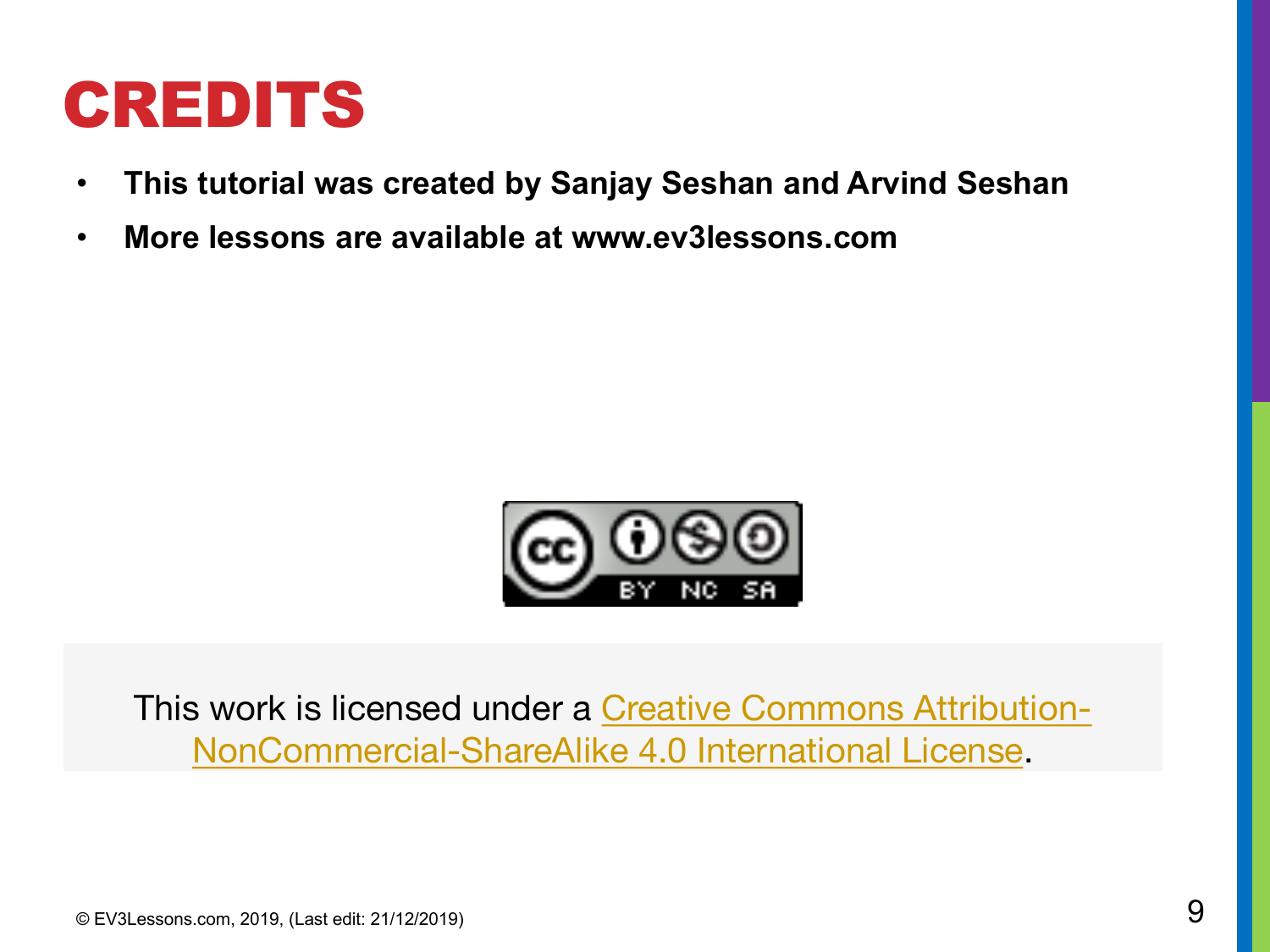# CREDITS

- **This tutorial was created by Sanjay Seshan and Arvind Seshan**
- **More lessons are available at www.ev3lessons.com**

This work is licensed under a Creative Commons Attribution-NonCommercial-ShareAlike 4.0 International License.

© EV3Lessons.com, 2019, (Last edit: 21/12/2019)